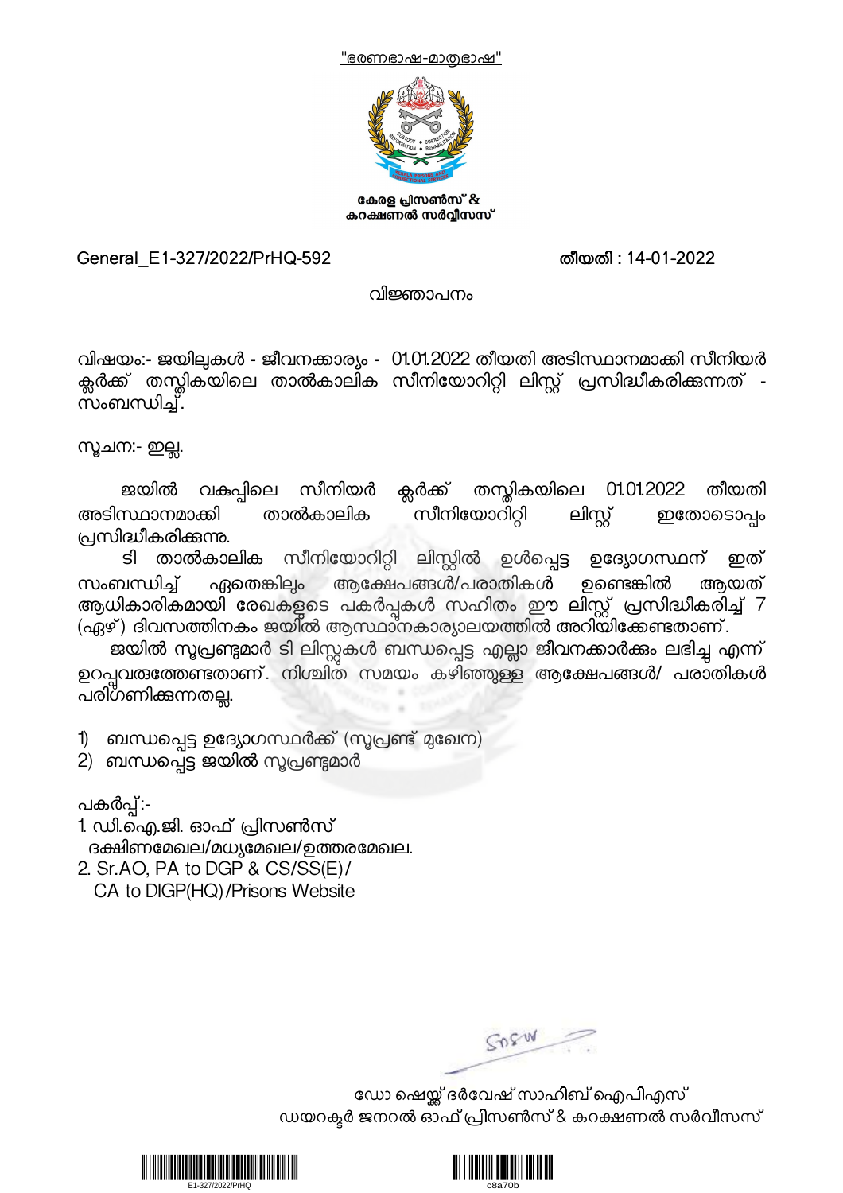"ഭരണഭാഷ-മാതൃഭാഷ"

**കേരള പ്രിസൺസ് & കറക്ഷണൽ സർവ്വീസസ്**

General_E1-327/2022/PrHQ-592 **തീയതി : 14-01-2022**

വിജ്ഞാപനം

വിഷയം:- ജയിലുകൾ - ജീവനക്കാര്യം - 01.01.2022 തീയതി അടിസ്ഥാനമാക്കി സീനിയർ ക്ലർക്ക് തസ്തികയിലെ താൽകാലിക സീനിയോറിറ്റി ലിസ്റ്റ് പ്രസിദ്ധീകരിക്കുന്നത് - സംബന്ധിച്ച്.

സൂചന:- ഇല്ല.

ജയിൽ വകുപ്പിലെ സീനിയർ ക്ലർക്ക് തസ്തികയിലെ 01.01.2022 തീയതി അടിസ്ഥാനമാക്കി താൽകാലിക സീനിയോറിറ്റി ലിസ്റ്റ് ഇതോടൊപ്പം പ്രസിദ്ധീകരിക്കുന്നു.

ടി താൽകാലിക സീനിയോറിറ്റി ലിസ്റ്റിൽ ഉൾപ്പെട്ട ഉദ്യോഗസ്ഥന് ഇത് സംബന്ധിച്ച് ഏതെങ്കിലും ആക്ഷേപങ്ങൾ/പരാതികൾ ഉണ്ടെങ്കിൽ ആയത് ആധികാരികമായി രേഖകളുടെ പകർപ്പുകൾ സഹിതം ഈ ലിസ്റ്റ് പ്രസിദ്ധീകരിച്ച് 7 (ഏഴ്) ദിവസത്തിനകം ജയിൽ ആസ്ഥാനകാര്യാലയത്തിൽ അറിയിക്കേണ്ടതാണ്.

ജയിൽ സൂപ്രണ്ടുമാർ ടി ലിസ്റ്റുകൾ ബന്ധപ്പെട്ട എല്ലാ ജീവനക്കാർക്കും ലഭിച്ചു എന്ന് ഉറപ്പുവരുത്തേണ്ടതാണ്. നിശ്ചിത സമയം കഴിഞ്ഞുള്ള ആക്ഷേപങ്ങൾ/ പരാതികൾ പരിഗണിക്കുന്നതല്ല.

1) ബന്ധപ്പെട്ട ഉദ്യോഗസ്ഥർക്ക് (സൂപ്രണ്ട് മുഖേന)
2) ബന്ധപ്പെട്ട ജയിൽ സൂപ്രണ്ടുമാർ

പകർപ്പ്:-
1. ഡി.ഐ.ജി. ഓഫ് പ്രിസൺസ്
   ദക്ഷിണമേഖല/മധ്യമേഖല/ഉത്തരമേഖല.
2. Sr.AO, PA to DGP & CS/SS(E)/
   CA to DIGP(HQ)/Prisons Website

ഡോ ഷെയ്ക്ക് ദർവേഷ് സാഹിബ് ഐപിഎസ്
ഡയറക്ടർ ജനറൽ ഓഫ് പ്രിസൺസ് & കറക്ഷണൽ സർവീസസ്

E1-327/2022/PrHQ c8a70b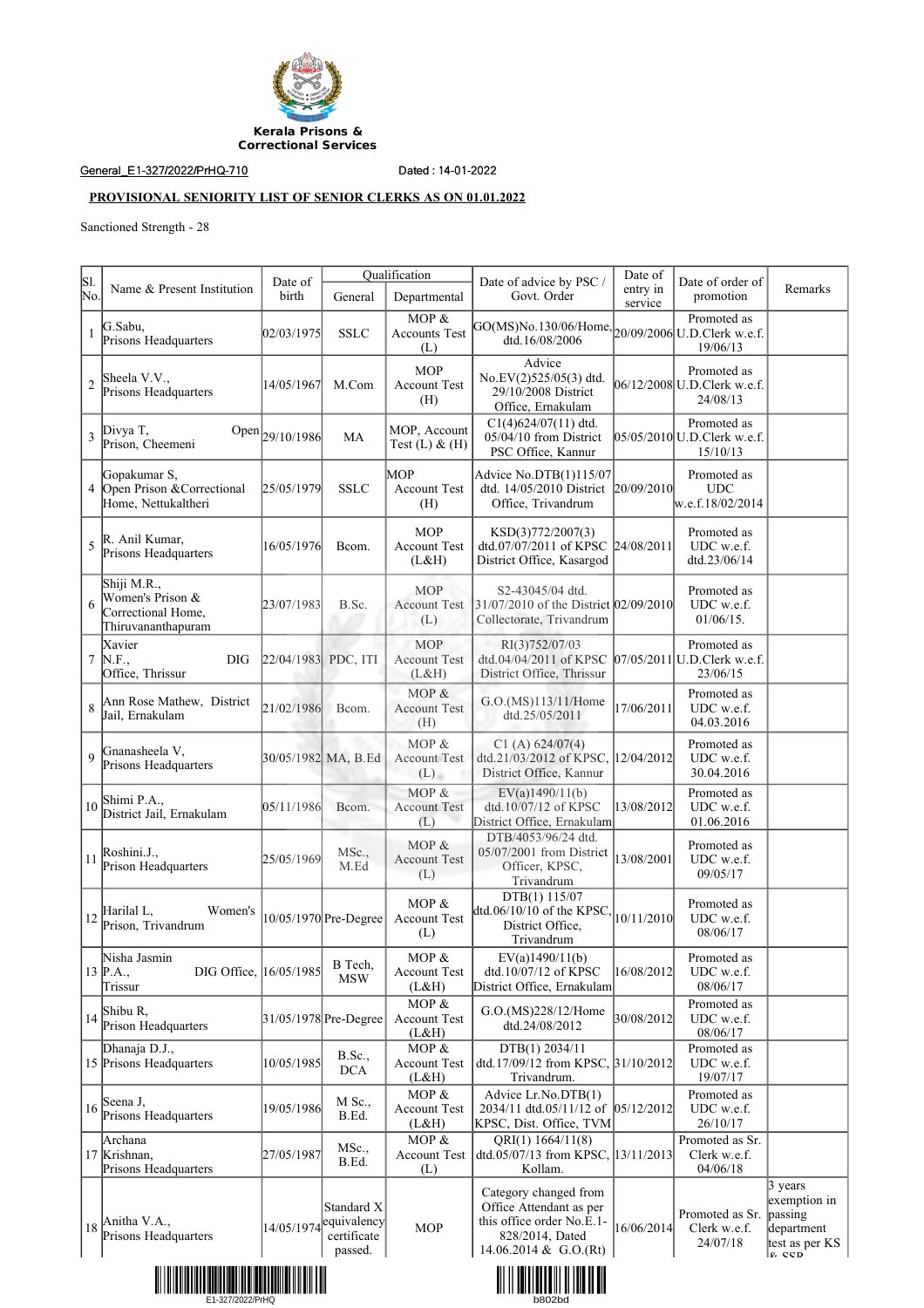Kerala Prisons & Correctional Services

General_E1-327/2022/PrHQ-710 Dated : 14-01-2022

**PROVISIONAL SENIORITY LIST OF SENIOR CLERKS AS ON 01.01.2022**

Sanctioned Strength - 28

| Sl. No. | Name & Present Institution | Date of birth | Qualification | | Date of advice by PSC / Govt. Order | Date of entry in service | Date of order of promotion | Remarks |
|---|---|---|---|---|---|---|---|---|
| | | | General | Departmental | | | | |
| 1 | G.Sabu, Prisons Headquarters | 02/03/1975 | SSLC | MOP & Accounts Test (L) | GO(MS)No.130/06/Home, dtd.16/08/2006 | 20/09/2006 | Promoted as U.D.Clerk w.e.f. 19/06/13 | |
| 2 | Sheela V.V., Prisons Headquarters | 14/05/1967 | M.Com | MOP Account Test (H) | Advice No.EV(2)525/05(3) dtd. 29/10/2008 District Office, Ernakulam | 06/12/2008 | Promoted as U.D.Clerk w.e.f. 24/08/13 | |
| 3 | Divya T, Open Prison, Cheemeni | 29/10/1986 | MA | MOP, Account Test (L) & (H) | C1(4)624/07(11) dtd. 05/04/10 from District PSC Office, Kannur | 05/05/2010 | Promoted as U.D.Clerk w.e.f. 15/10/13 | |
| 4 | Gopakumar S, Open Prison &Correctional Home, Nettukaltheri | 25/05/1979 | SSLC | MOP Account Test (H) | Advice No.DTB(1)115/07 dtd. 14/05/2010 District Office, Trivandrum | 20/09/2010 | Promoted as UDC w.e.f.18/02/2014 | |
| 5 | R. Anil Kumar, Prisons Headquarters | 16/05/1976 | Bcom. | MOP Account Test (L&H) | KSD(3)772/2007(3) dtd.07/07/2011 of KPSC District Office, Kasargod | 24/08/2011 | Promoted as UDC w.e.f. dtd.23/06/14 | |
| 6 | Shiji M.R., Women's Prison & Correctional Home, Thiruvananthapuram | 23/07/1983 | B.Sc. | MOP Account Test (L) | S2-43045/04 dtd. 31/07/2010 of the District Collectorate, Trivandrum | 02/09/2010 | Promoted as UDC w.e.f. 01/06/15. | |
| 7 | Xavier N.F., DIG Office, Thrissur | 22/04/1983 | PDC, ITI | MOP Account Test (L&H) | RI(3)752/07/03 dtd.04/04/2011 of KPSC District Office, Thrissur | 07/05/2011 | Promoted as U.D.Clerk w.e.f. 23/06/15 | |
| 8 | Ann Rose Mathew, District Jail, Ernakulam | 21/02/1986 | Bcom. | MOP & Account Test (H) | G.O.(MS)113/11/Home dtd.25/05/2011 | 17/06/2011 | Promoted as UDC w.e.f. 04.03.2016 | |
| 9 | Gnanasheela V, Prisons Headquarters | 30/05/1982 | MA, B.Ed | MOP & Account Test (L) | C1 (A) 624/07(4) dtd.21/03/2012 of KPSC, District Office, Kannur | 12/04/2012 | Promoted as UDC w.e.f. 30.04.2016 | |
| 10 | Shimi P.A., District Jail, Ernakulam | 05/11/1986 | Bcom. | MOP & Account Test (L) | EV(a)1490/11(b) dtd.10/07/12 of KPSC District Office, Ernakulam | 13/08/2012 | Promoted as UDC w.e.f. 01.06.2016 | |
| 11 | Roshini.J., Prison Headquarters | 25/05/1969 | MSc., M.Ed | MOP & Account Test (L) | DTB/4053/96/24 dtd. 05/07/2001 from District Officer, KPSC, Trivandrum | 13/08/2001 | Promoted as UDC w.e.f. 09/05/17 | |
| 12 | Harilal L, Women's Prison, Trivandrum | 10/05/1970 | Pre-Degree | MOP & Account Test (L) | DTB(1) 115/07 dtd.06/10/10 of the KPSC, District Office, Trivandrum | 10/11/2010 | Promoted as UDC w.e.f. 08/06/17 | |
| 13 | Nisha Jasmin P.A., DIG Office, Trissur | 16/05/1985 | B Tech, MSW | MOP & Account Test (L&H) | EV(a)1490/11(b) dtd.10/07/12 of KPSC District Office, Ernakulam | 16/08/2012 | Promoted as UDC w.e.f. 08/06/17 | |
| 14 | Shibu R, Prison Headquarters | 31/05/1978 | Pre-Degree | MOP & Account Test (L&H) | G.O.(MS)228/12/Home dtd.24/08/2012 | 30/08/2012 | Promoted as UDC w.e.f. 08/06/17 | |
| 15 | Dhanaja D.J., Prisons Headquarters | 10/05/1985 | B.Sc., DCA | MOP & Account Test (L&H) | DTB(1) 2034/11 dtd.17/09/12 from KPSC, Trivandrum. | 31/10/2012 | Promoted as UDC w.e.f. 19/07/17 | |
| 16 | Seena J, Prisons Headquarters | 19/05/1986 | M Sc., B.Ed. | MOP & Account Test (L&H) | Advice Lr.No.DTB(1) 2034/11 dtd.05/11/12 of KPSC, Dist. Office, TVM | 05/12/2012 | Promoted as UDC w.e.f. 26/10/17 | |
| 17 | Archana Krishnan, Prisons Headquarters | 27/05/1987 | MSc., B.Ed. | MOP & Account Test (L) | QRI(1) 1664/11(8) dtd.05/07/13 from KPSC, Kollam. | 13/11/2013 | Promoted as Sr. Clerk w.e.f. 04/06/18 | |
| 18 | Anitha V.A., Prisons Headquarters | 14/05/1974 | Standard X equivalency certificate passed. | MOP | Category changed from Office Attendant as per this office order No.E.1-828/2014, Dated 14.06.2014 & G.O.(Rt) | 16/06/2014 | Promoted as Sr. Clerk w.e.f. 24/07/18 | 3 years exemption in passing department test as per KS & SSR |

E1-327/2022/PrHQ b802bd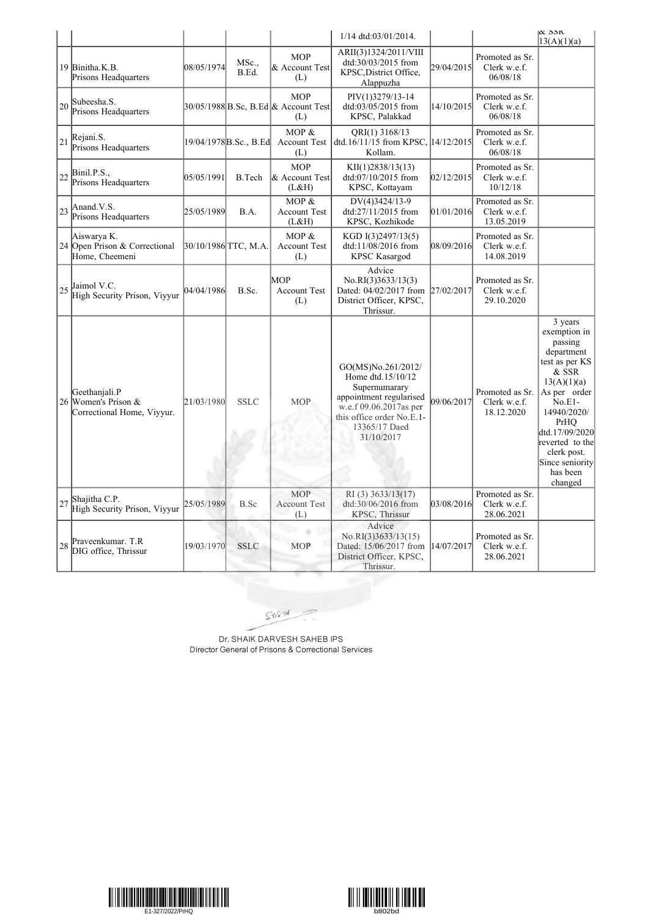| | | | | | | | | |
|---|---|---|---|---|---|---|---|---|
| | | | | | 1/14 dtd:03/01/2014. | | | & SSR 13(A)(1)(a) |
| 19 | Binitha.K.B. Prisons Headquarters | 08/05/1974 | MSc., B.Ed. | MOP & Account Test (L) | ARII(3)1324/2011/VIII dtd:30/03/2015 from KPSC,District Office, Alappuzha | 29/04/2015 | Promoted as Sr. Clerk w.e.f. 06/08/18 | |
| 20 | Subeesha.S. Prisons Headquarters | 30/05/1988 | B.Sc, B.Ed | MOP & Account Test (L) | PIV(1)3279/13-14 dtd:03/05/2015 from KPSC, Palakkad | 14/10/2015 | Promoted as Sr. Clerk w.e.f. 06/08/18 | |
| 21 | Rejani.S. Prisons Headquarters | 19/04/1978 | B.Sc., B.Ed | MOP & Account Test (L) | QRI(1) 3168/13 dtd.16/11/15 from KPSC, Kollam. | 14/12/2015 | Promoted as Sr. Clerk w.e.f. 06/08/18 | |
| 22 | Binil.P.S., Prisons Headquarters | 05/05/1991 | B.Tech | MOP & Account Test (L&H) | KII(1)2838/13(13) dtd:07/10/2015 from KPSC, Kottayam | 02/12/2015 | Promoted as Sr. Clerk w.e.f. 10/12/18 | |
| 23 | Anand.V.S. Prisons Headquarters | 25/05/1989 | B.A. | MOP & Account Test (L&H) | DV(4)3424/13-9 dtd:27/11/2015 from KPSC, Kozhikode | 01/01/2016 | Promoted as Sr. Clerk w.e.f. 13.05.2019 | |
| 24 | Aiswarya K. Open Prison & Correctional Home, Cheemeni | 30/10/1986 | TTC, M.A. | MOP & Account Test (L) | KGD I(3)2497/13(5) dtd:11/08/2016 from KPSC Kasargod | 08/09/2016 | Promoted as Sr. Clerk w.e.f. 14.08.2019 | |
| 25 | Jaimol V.C. High Security Prison, Viyyur | 04/04/1986 | B.Sc. | MOP Account Test (L) | Advice No.RI(3)3633/13(3) Dated: 04/02/2017 from District Officer, KPSC, Thrissur. | 27/02/2017 | Promoted as Sr. Clerk w.e.f. 29.10.2020 | |
| 26 | Geethanjali.P Women's Prison & Correctional Home, Viyyur. | 21/03/1980 | SSLC | MOP | GO(MS)No.261/2012/ Home dtd.15/10/12 Supernumarary appointment regularised w.e.f 09.06.2017as per this office order No.E.1-13365/17 Daed 31/10/2017 | 09/06/2017 | Promoted as Sr. Clerk w.e.f. 18.12.2020 | 3 years exemption in passing department test as per KS & SSR 13(A)(1)(a) As per order No.E1-14940/2020/ PrHQ dtd.17/09/2020 reverted to the clerk post. Since seniority has been changed |
| 27 | Shajitha C.P. High Security Prison, Viyyur | 25/05/1989 | B.Sc | MOP Account Test (L) | RI (3) 3633/13(17) dtd:30/06/2016 from KPSC, Thrissur | 03/08/2016 | Promoted as Sr. Clerk w.e.f. 28.06.2021 | |
| 28 | Praveenkumar. T.R DIG office, Thrissur | 19/03/1970 | SSLC | MOP | Advice No.RI(3)3633/13(15) Dated: 15/06/2017 from District Officer, KPSC, Thrissur. | 14/07/2017 | Promoted as Sr. Clerk w.e.f. 28.06.2021 | |

Dr. SHAIK DARVESH SAHEB IPS
Director General of Prisons & Correctional Services

E1-327/2022/PrHQ

b802bd